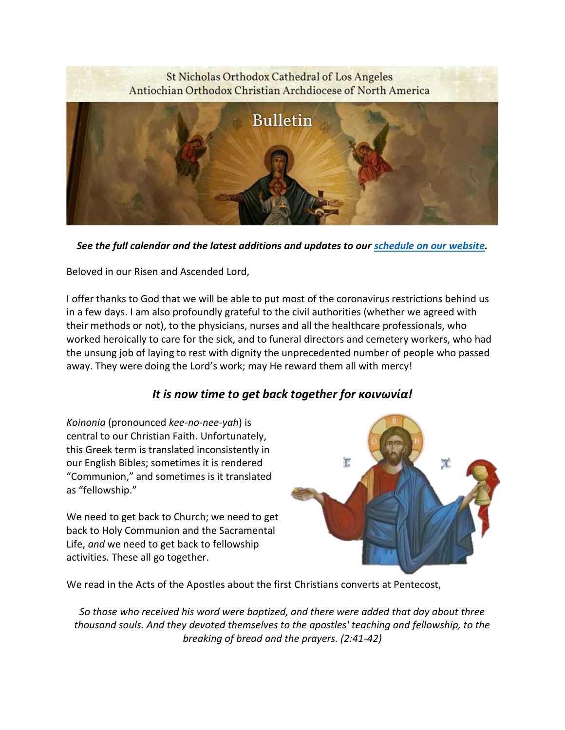St Nicholas Orthodox Cathedral of Los Angeles
Antiochian Orthodox Christian Archdiocese of North America

# Bulletin

***See the full calendar and the latest additions and updates to our [schedule on our website](schedule on our website).***

Beloved in our Risen and Ascended Lord,

I offer thanks to God that we will be able to put most of the coronavirus restrictions behind us in a few days. I am also profoundly grateful to the civil authorities (whether we agreed with their methods or not), to the physicians, nurses and all the healthcare professionals, who worked heroically to care for the sick, and to funeral directors and cemetery workers, who had the unsung job of laying to rest with dignity the unprecedented number of people who passed away. They were doing the Lord's work; may He reward them all with mercy!

## *It is now time to get back together for κοινωνία!*

*Koinonia* (pronounced *kee-no-nee-yah*) is central to our Christian Faith. Unfortunately, this Greek term is translated inconsistently in our English Bibles; sometimes it is rendered "Communion," and sometimes is it translated as "fellowship."

We need to get back to Church; we need to get back to Holy Communion and the Sacramental Life, *and* we need to get back to fellowship activities. These all go together.

We read in the Acts of the Apostles about the first Christians converts at Pentecost,

> *So those who received his word were baptized, and there were added that day about three thousand souls. And they devoted themselves to the apostles' teaching and fellowship, to the breaking of bread and the prayers. (2:41-42)*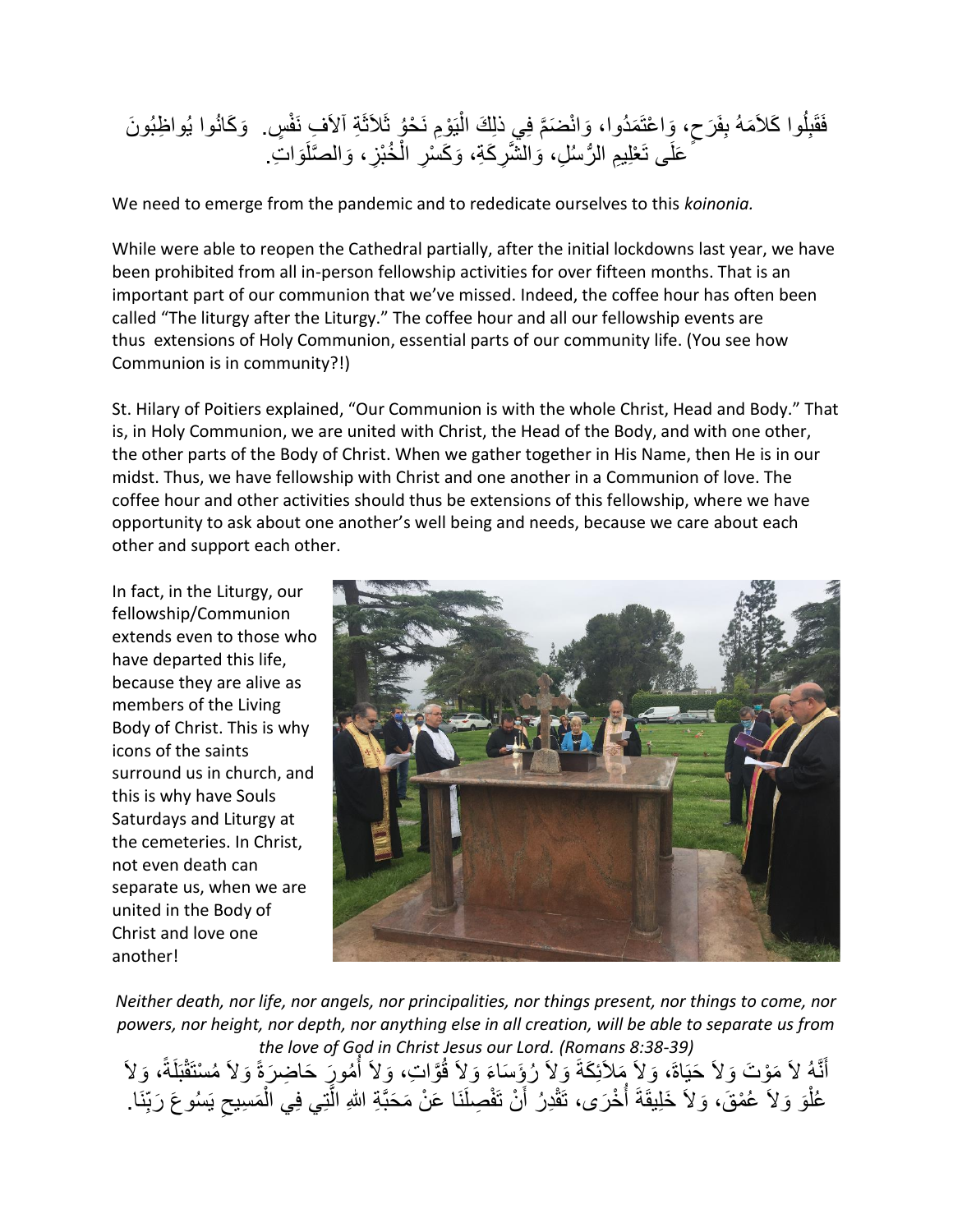فَقَبِلُوا كَلاَمَهُ بِفَرَحٍ، وَاعْتَمَدُوا، وَانْضَمَّ فِي ذلِكَ الْيَوْمِ نَحْوُ ثَلاَثَةِ آلاَفِ نَفْسٍ. وَكَانُوا يُواظِبُونَ عَلَى تَعْلِيمِ الرُّسُلِ، وَالشَّرِكَةِ، وَكَسْرِ الْخُبْزِ، وَالصَّلَوَاتِ.

We need to emerge from the pandemic and to rededicate ourselves to this *koinonia.*

While were able to reopen the Cathedral partially, after the initial lockdowns last year, we have been prohibited from all in-person fellowship activities for over fifteen months. That is an important part of our communion that we've missed. Indeed, the coffee hour has often been called "The liturgy after the Liturgy." The coffee hour and all our fellowship events are thus extensions of Holy Communion, essential parts of our community life. (You see how Communion is in community?!)

St. Hilary of Poitiers explained, "Our Communion is with the whole Christ, Head and Body." That is, in Holy Communion, we are united with Christ, the Head of the Body, and with one other, the other parts of the Body of Christ. When we gather together in His Name, then He is in our midst. Thus, we have fellowship with Christ and one another in a Communion of love. The coffee hour and other activities should thus be extensions of this fellowship, where we have opportunity to ask about one another's well being and needs, because we care about each other and support each other.

In fact, in the Liturgy, our fellowship/Communion extends even to those who have departed this life, because they are alive as members of the Living Body of Christ. This is why icons of the saints surround us in church, and this is why have Souls Saturdays and Liturgy at the cemeteries. In Christ, not even death can separate us, when we are united in the Body of Christ and love one another!

*Neither death, nor life, nor angels, nor principalities, nor things present, nor things to come, nor powers, nor height, nor depth, nor anything else in all creation, will be able to separate us from the love of God in Christ Jesus our Lord. (Romans 8:38-39)*

أَنَّهُ لاَ مَوْتَ وَلاَ حَيَاةَ، وَلاَ مَلاَئِكَةَ وَلاَ رُؤَسَاءَ وَلاَ قُوَّاتِ، وَلاَ أُمُورَ حَاضِرَةً وَلاَ مُسْتَقْبَلَةً، وَلاَ عُلْوَ وَلاَ عُمْقَ، وَلاَ خَلِيقَةَ أُخْرَى، تَقْدِرُ أَنْ تَفْصِلَنَا عَنْ مَحَبَّةِ اللهِ الَّتِي فِي الْمَسِيحِ يَسُوعَ رَبِّنَا.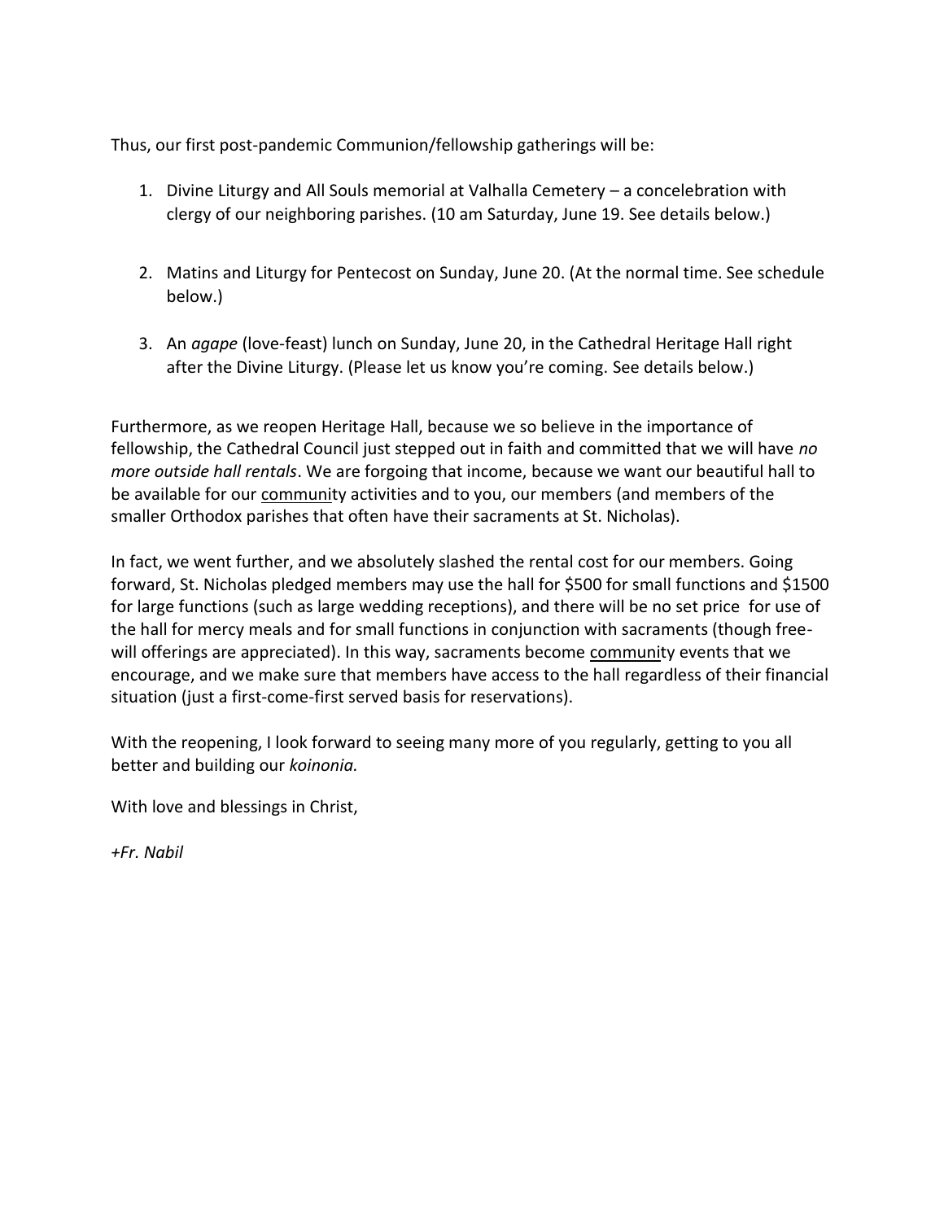Thus, our first post-pandemic Communion/fellowship gatherings will be:

1. Divine Liturgy and All Souls memorial at Valhalla Cemetery – a concelebration with clergy of our neighboring parishes. (10 am Saturday, June 19. See details below.)

2. Matins and Liturgy for Pentecost on Sunday, June 20. (At the normal time. See schedule below.)

3. An *agape* (love-feast) lunch on Sunday, June 20, in the Cathedral Heritage Hall right after the Divine Liturgy. (Please let us know you're coming. See details below.)

Furthermore, as we reopen Heritage Hall, because we so believe in the importance of fellowship, the Cathedral Council just stepped out in faith and committed that we will have *no more outside hall rentals*. We are forgoing that income, because we want our beautiful hall to be available for our <u>communi</u>ty activities and to you, our members (and members of the smaller Orthodox parishes that often have their sacraments at St. Nicholas).

In fact, we went further, and we absolutely slashed the rental cost for our members. Going forward, St. Nicholas pledged members may use the hall for $500 for small functions and $1500 for large functions (such as large wedding receptions), and there will be no set price for use of the hall for mercy meals and for small functions in conjunction with sacraments (though free-will offerings are appreciated). In this way, sacraments become <u>communi</u>ty events that we encourage, and we make sure that members have access to the hall regardless of their financial situation (just a first-come-first served basis for reservations).

With the reopening, I look forward to seeing many more of you regularly, getting to you all better and building our *koinonia.*

With love and blessings in Christ,

*+Fr. Nabil*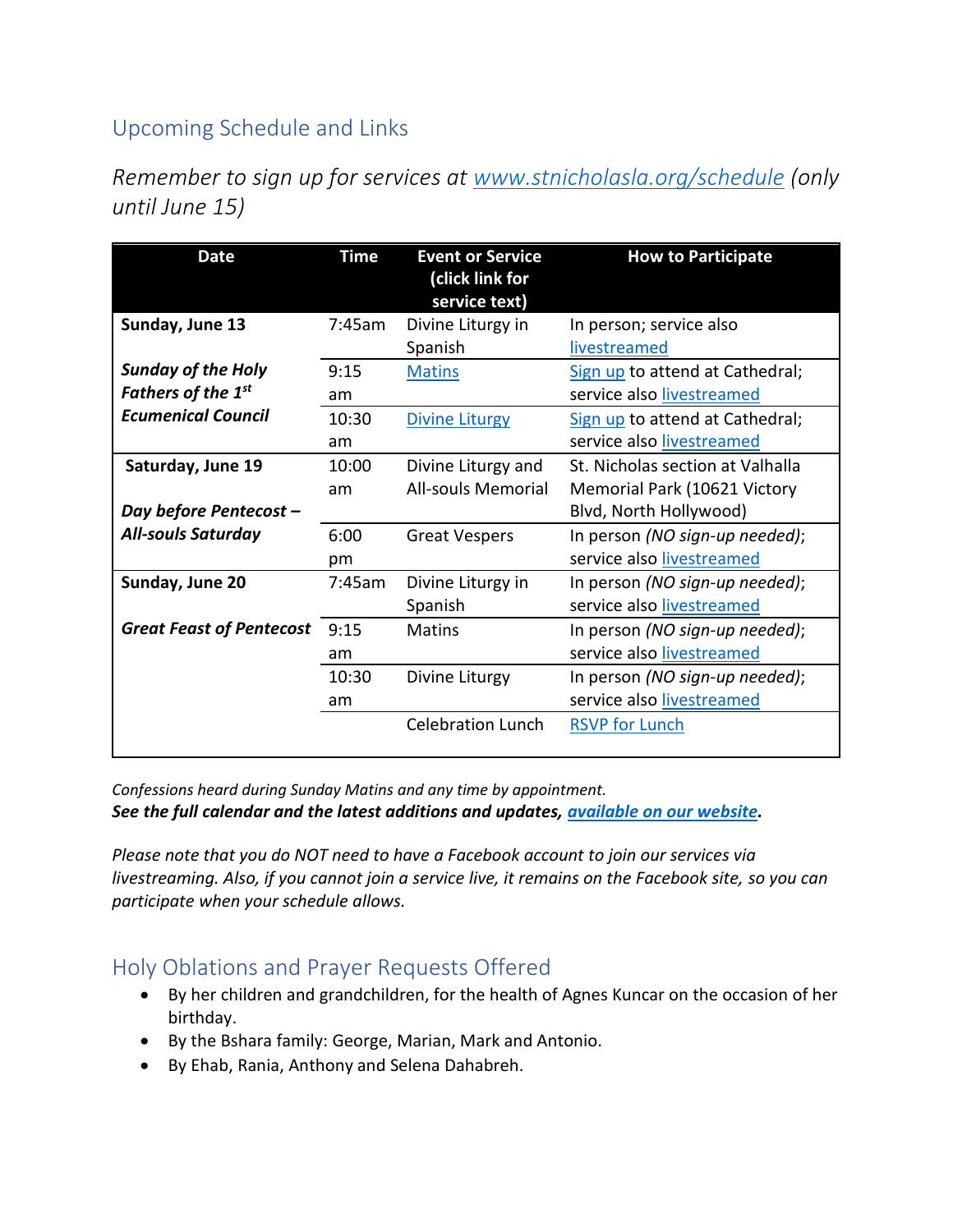## Upcoming Schedule and Links

*Remember to sign up for services at [www.stnicholasla.org/schedule](www.stnicholasla.org/schedule) (only until June 15)*

| Date | Time | Event or Service (click link for service text) | How to Participate |
|---|---|---|---|
| **Sunday, June 13** | 7:45am | Divine Liturgy in Spanish | In person; service also livestreamed |
| ***Sunday of the Holy Fathers of the 1st Ecumenical Council*** | 9:15 am | Matins | Sign up to attend at Cathedral; service also livestreamed |
| | 10:30 am | Divine Liturgy | Sign up to attend at Cathedral; service also livestreamed |
| **Saturday, June 19** | 10:00 am | Divine Liturgy and All-souls Memorial | St. Nicholas section at Valhalla Memorial Park (10621 Victory Blvd, North Hollywood) |
| ***Day before Pentecost – All-souls Saturday*** | 6:00 pm | Great Vespers | In person *(NO sign-up needed)*; service also livestreamed |
| **Sunday, June 20** | 7:45am | Divine Liturgy in Spanish | In person *(NO sign-up needed)*; service also livestreamed |
| ***Great Feast of Pentecost*** | 9:15 am | Matins | In person *(NO sign-up needed)*; service also livestreamed |
| | 10:30 am | Divine Liturgy | In person *(NO sign-up needed)*; service also livestreamed |
| | | Celebration Lunch | RSVP for Lunch |

*Confessions heard during Sunday Matins and any time by appointment.*
***See the full calendar and the latest additions and updates, available on our website.***

*Please note that you do NOT need to have a Facebook account to join our services via livestreaming. Also, if you cannot join a service live, it remains on the Facebook site, so you can participate when your schedule allows.*

## Holy Oblations and Prayer Requests Offered

- By her children and grandchildren, for the health of Agnes Kuncar on the occasion of her birthday.
- By the Bshara family: George, Marian, Mark and Antonio.
- By Ehab, Rania, Anthony and Selena Dahabreh.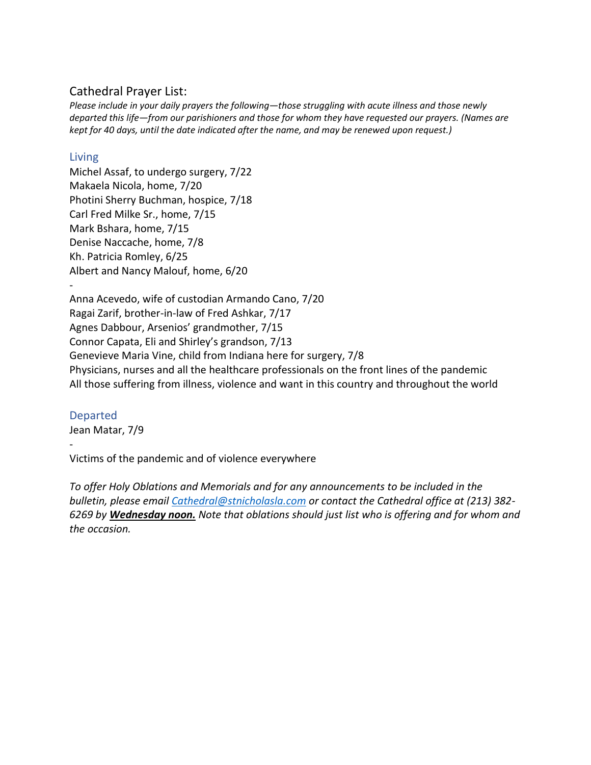## Cathedral Prayer List:

*Please include in your daily prayers the following—those struggling with acute illness and those newly departed this life—from our parishioners and those for whom they have requested our prayers. (Names are kept for 40 days, until the date indicated after the name, and may be renewed upon request.)*

### Living

Michel Assaf, to undergo surgery, 7/22
Makaela Nicola, home, 7/20
Photini Sherry Buchman, hospice, 7/18
Carl Fred Milke Sr., home, 7/15
Mark Bshara, home, 7/15
Denise Naccache, home, 7/8
Kh. Patricia Romley, 6/25
Albert and Nancy Malouf, home, 6/20

-

Anna Acevedo, wife of custodian Armando Cano, 7/20
Ragai Zarif, brother-in-law of Fred Ashkar, 7/17
Agnes Dabbour, Arsenios' grandmother, 7/15
Connor Capata, Eli and Shirley's grandson, 7/13
Genevieve Maria Vine, child from Indiana here for surgery, 7/8
Physicians, nurses and all the healthcare professionals on the front lines of the pandemic
All those suffering from illness, violence and want in this country and throughout the world

### Departed

Jean Matar, 7/9

-

Victims of the pandemic and of violence everywhere

*To offer Holy Oblations and Memorials and for any announcements to be included in the bulletin, please email [Cathedral@stnicholasla.com](mailto:Cathedral@stnicholasla.com) or contact the Cathedral office at (213) 382-6269 by* ***Wednesday noon.*** *Note that oblations should just list who is offering and for whom and the occasion.*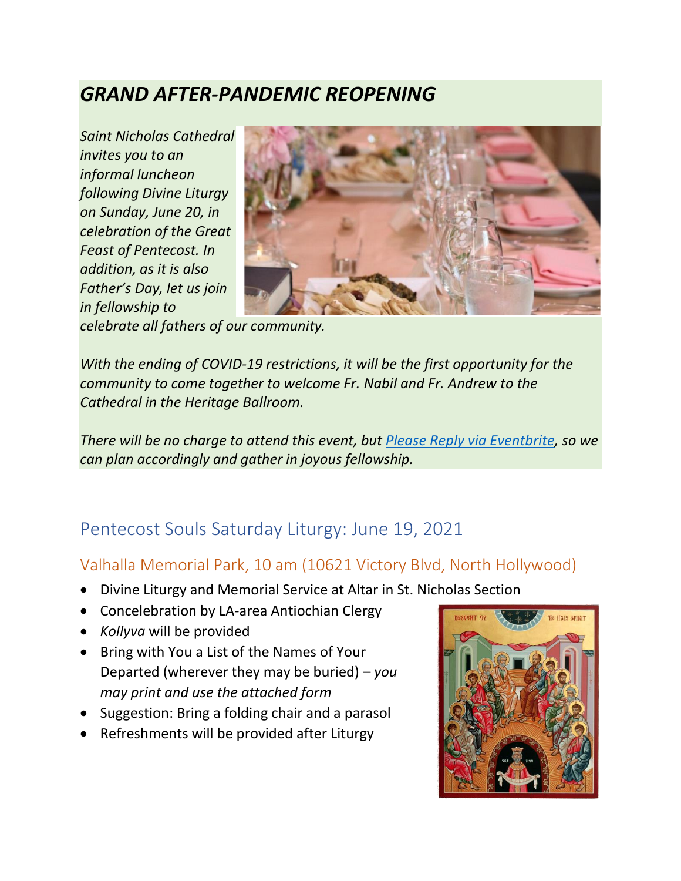## *GRAND AFTER-PANDEMIC REOPENING*

*Saint Nicholas Cathedral invites you to an informal luncheon following Divine Liturgy on Sunday, June 20, in celebration of the Great Feast of Pentecost. In addition, as it is also Father's Day, let us join in fellowship to celebrate all fathers of our community.*

*With the ending of COVID-19 restrictions, it will be the first opportunity for the community to come together to welcome Fr. Nabil and Fr. Andrew to the Cathedral in the Heritage Ballroom.*

*There will be no charge to attend this event, but [Please Reply via Eventbrite](), so we can plan accordingly and gather in joyous fellowship.*

## Pentecost Souls Saturday Liturgy: June 19, 2021

### Valhalla Memorial Park, 10 am (10621 Victory Blvd, North Hollywood)

- Divine Liturgy and Memorial Service at Altar in St. Nicholas Section
- Concelebration by LA-area Antiochian Clergy
- *Kollyva* will be provided
- Bring with You a List of the Names of Your Departed (wherever they may be buried) – *you may print and use the attached form*
- Suggestion: Bring a folding chair and a parasol
- Refreshments will be provided after Liturgy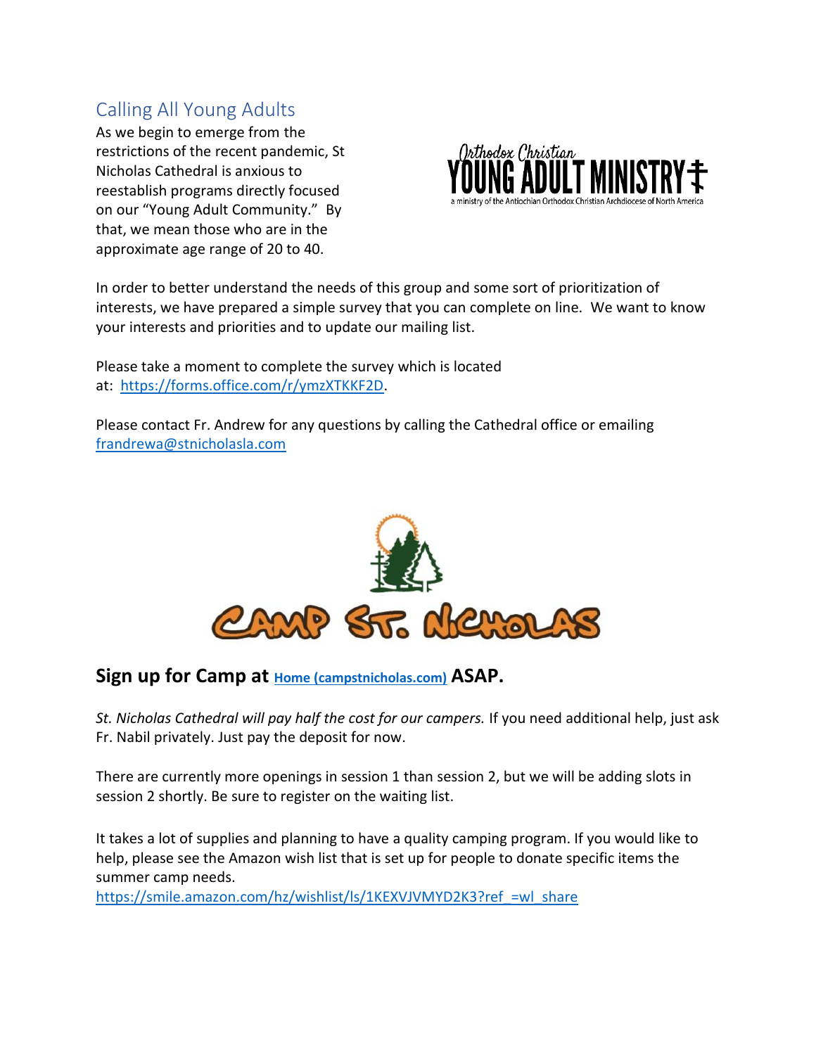## Calling All Young Adults

As we begin to emerge from the restrictions of the recent pandemic, St Nicholas Cathedral is anxious to reestablish programs directly focused on our "Young Adult Community." By that, we mean those who are in the approximate age range of 20 to 40.

In order to better understand the needs of this group and some sort of prioritization of interests, we have prepared a simple survey that you can complete on line. We want to know your interests and priorities and to update our mailing list.

Please take a moment to complete the survey which is located at: [https://forms.office.com/r/ymzXTKKF2D](https://forms.office.com/r/ymzXTKKF2D).

Please contact Fr. Andrew for any questions by calling the Cathedral office or emailing [frandrewa@stnicholasla.com](mailto:frandrewa@stnicholasla.com)

## **Sign up for Camp at [Home (campstnicholas.com)](https://campstnicholas.com) ASAP.**

*St. Nicholas Cathedral will pay half the cost for our campers.* If you need additional help, just ask Fr. Nabil privately. Just pay the deposit for now.

There are currently more openings in session 1 than session 2, but we will be adding slots in session 2 shortly. Be sure to register on the waiting list.

It takes a lot of supplies and planning to have a quality camping program. If you would like to help, please see the Amazon wish list that is set up for people to donate specific items the summer camp needs.
[https://smile.amazon.com/hz/wishlist/ls/1KEXVJVMYD2K3?ref_=wl_share](https://smile.amazon.com/hz/wishlist/ls/1KEXVJVMYD2K3?ref_=wl_share)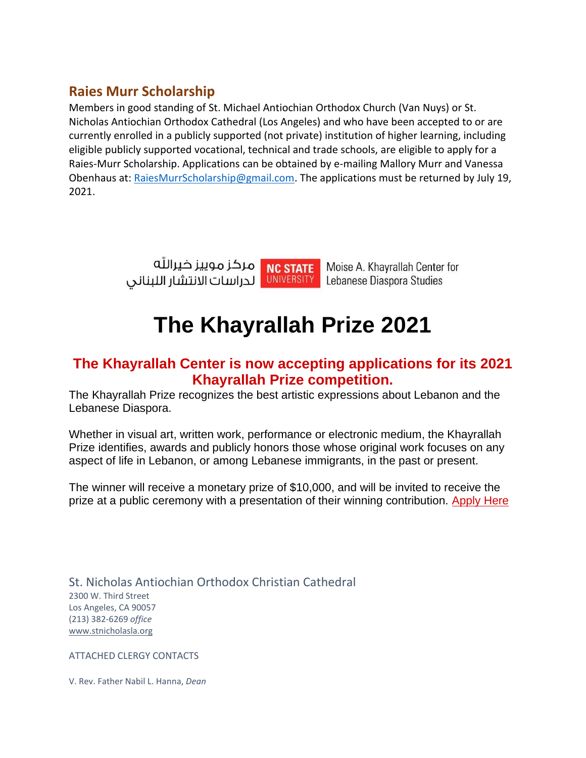## Raies Murr Scholarship

Members in good standing of St. Michael Antiochian Orthodox Church (Van Nuys) or St. Nicholas Antiochian Orthodox Cathedral (Los Angeles) and who have been accepted to or are currently enrolled in a publicly supported (not private) institution of higher learning, including eligible publicly supported vocational, technical and trade schools, are eligible to apply for a Raies-Murr Scholarship. Applications can be obtained by e-mailing Mallory Murr and Vanessa Obenhaus at: RaiesMurrScholarship@gmail.com. The applications must be returned by July 19, 2021.

مركز موييز خيرالله لدراسات الانتشار اللبناني | NC STATE UNIVERSITY | Moise A. Khayrallah Center for Lebanese Diaspora Studies

# The Khayrallah Prize 2021

## The Khayrallah Center is now accepting applications for its 2021 Khayrallah Prize competition.

The Khayrallah Prize recognizes the best artistic expressions about Lebanon and the Lebanese Diaspora.

Whether in visual art, written work, performance or electronic medium, the Khayrallah Prize identifies, awards and publicly honors those whose original work focuses on any aspect of life in Lebanon, or among Lebanese immigrants, in the past or present.

The winner will receive a monetary prize of $10,000, and will be invited to receive the prize at a public ceremony with a presentation of their winning contribution. Apply Here

St. Nicholas Antiochian Orthodox Christian Cathedral
2300 W. Third Street
Los Angeles, CA 90057
(213) 382-6269 *office*
www.stnicholasla.org

ATTACHED CLERGY CONTACTS

V. Rev. Father Nabil L. Hanna, *Dean*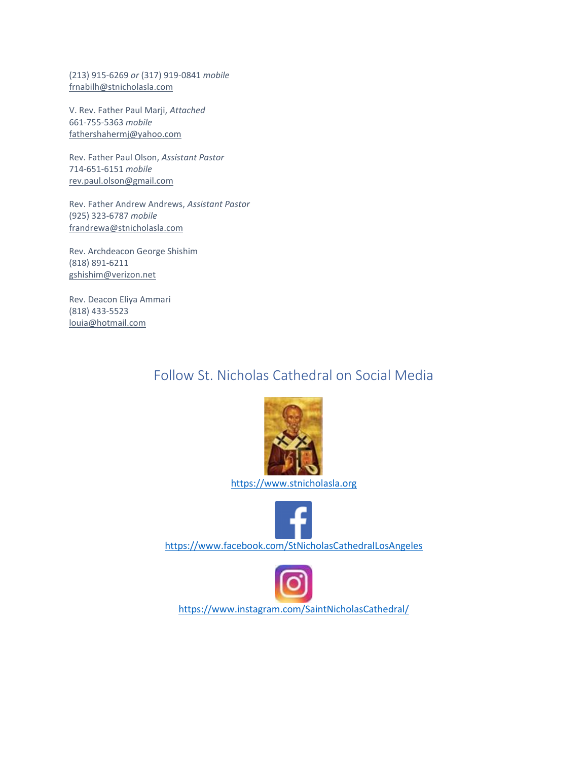(213) 915-6269 *or* (317) 919-0841 *mobile*
frnabilh@stnicholasla.com

V. Rev. Father Paul Marji, *Attached*
661-755-5363 *mobile*
fathershahermj@yahoo.com

Rev. Father Paul Olson, *Assistant Pastor*
714-651-6151 *mobile*
rev.paul.olson@gmail.com

Rev. Father Andrew Andrews, *Assistant Pastor*
(925) 323-6787 *mobile*
frandrewa@stnicholasla.com

Rev. Archdeacon George Shishim
(818) 891-6211
gshishim@verizon.net

Rev. Deacon Eliya Ammari
(818) 433-5523
louia@hotmail.com

## Follow St. Nicholas Cathedral on Social Media

https://www.stnicholasla.org

https://www.facebook.com/StNicholasCathedralLosAngeles

https://www.instagram.com/SaintNicholasCathedral/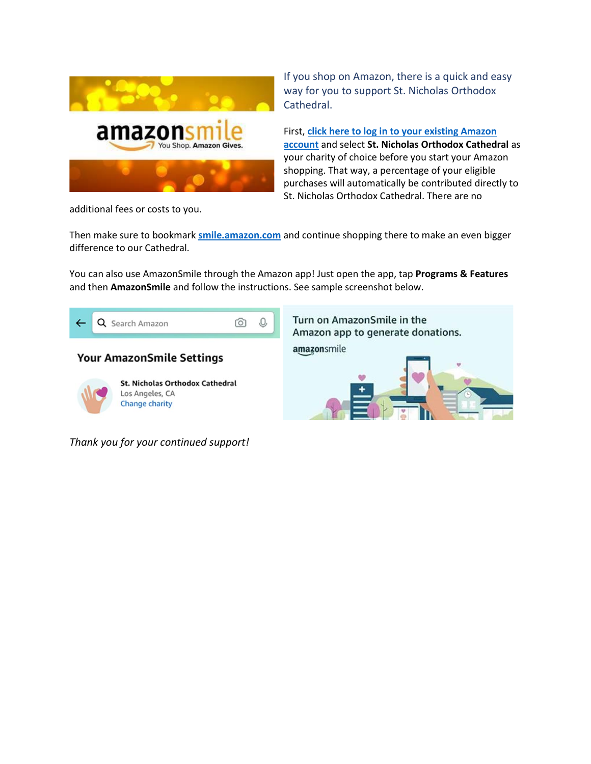If you shop on Amazon, there is a quick and easy way for you to support St. Nicholas Orthodox Cathedral.

First, **click here to log in to your existing Amazon account** and select **St. Nicholas Orthodox Cathedral** as your charity of choice before you start your Amazon shopping. That way, a percentage of your eligible purchases will automatically be contributed directly to St. Nicholas Orthodox Cathedral. There are no additional fees or costs to you.

Then make sure to bookmark **smile.amazon.com** and continue shopping there to make an even bigger difference to our Cathedral.

You can also use AmazonSmile through the Amazon app! Just open the app, tap **Programs & Features** and then **AmazonSmile** and follow the instructions. See sample screenshot below.

*Thank you for your continued support!*